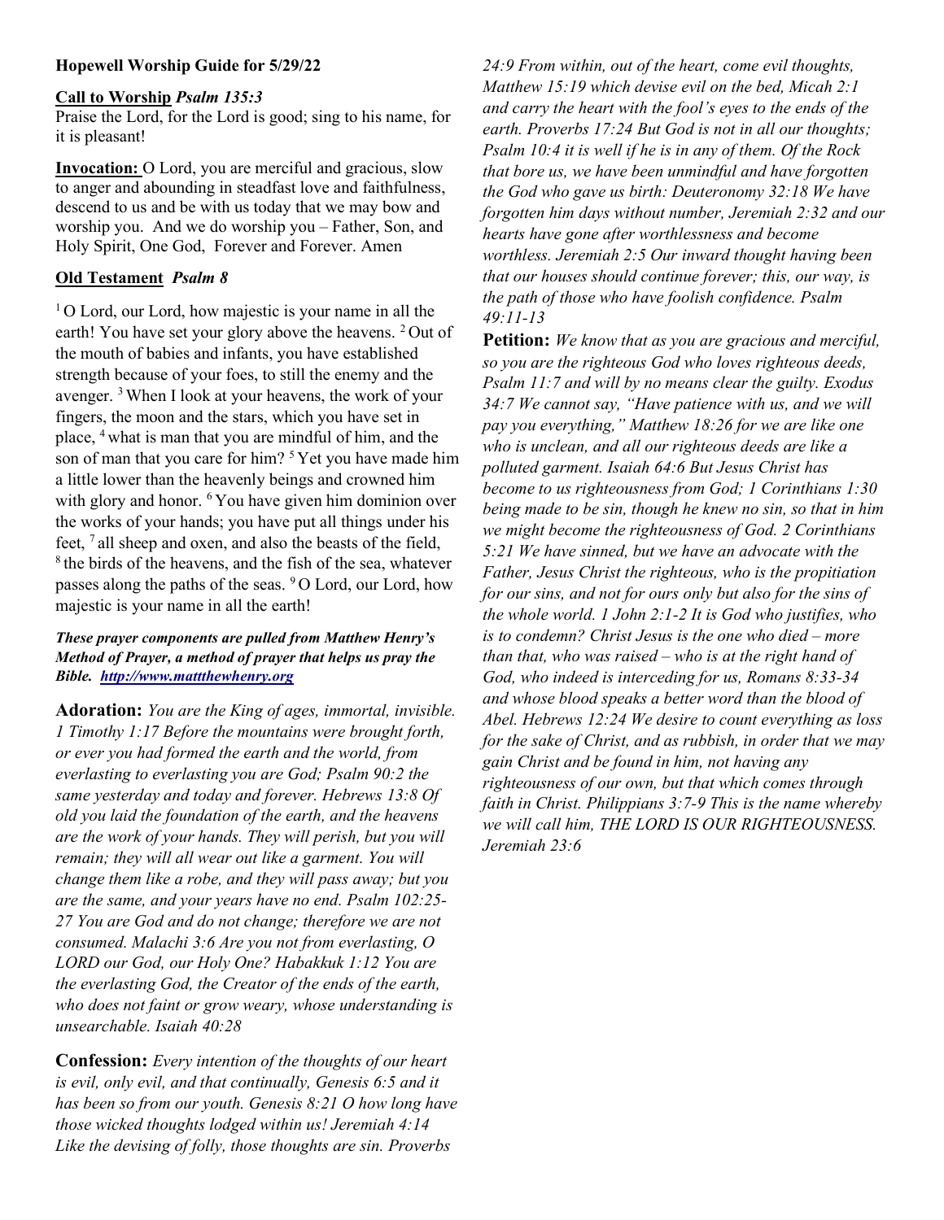**Hopewell Worship Guide for 5/29/22**

**Call to Worship** ***Psalm 135:3***
Praise the Lord, for the Lord is good; sing to his name, for it is pleasant!

**Invocation:** O Lord, you are merciful and gracious, slow to anger and abounding in steadfast love and faithfulness, descend to us and be with us today that we may bow and worship you. And we do worship you – Father, Son, and Holy Spirit, One God, Forever and Forever. Amen

**Old Testament** ***Psalm 8***

[1] O Lord, our Lord, how majestic is your name in all the earth! You have set your glory above the heavens. [2] Out of the mouth of babies and infants, you have established strength because of your foes, to still the enemy and the avenger. [3] When I look at your heavens, the work of your fingers, the moon and the stars, which you have set in place, [4] what is man that you are mindful of him, and the son of man that you care for him? [5] Yet you have made him a little lower than the heavenly beings and crowned him with glory and honor. [6] You have given him dominion over the works of your hands; you have put all things under his feet, [7] all sheep and oxen, and also the beasts of the field, [8] the birds of the heavens, and the fish of the sea, whatever passes along the paths of the seas. [9] O Lord, our Lord, how majestic is your name in all the earth!

***These prayer components are pulled from Matthew Henry's Method of Prayer, a method of prayer that helps us pray the Bible. [http://www.mattthewhenry.org](http://www.mattthewhenry.org)***

**Adoration:** *You are the King of ages, immortal, invisible. 1 Timothy 1:17 Before the mountains were brought forth, or ever you had formed the earth and the world, from everlasting to everlasting you are God; Psalm 90:2 the same yesterday and today and forever. Hebrews 13:8 Of old you laid the foundation of the earth, and the heavens are the work of your hands. They will perish, but you will remain; they will all wear out like a garment. You will change them like a robe, and they will pass away; but you are the same, and your years have no end. Psalm 102:25-27 You are God and do not change; therefore we are not consumed. Malachi 3:6 Are you not from everlasting, O LORD our God, our Holy One? Habakkuk 1:12 You are the everlasting God, the Creator of the ends of the earth, who does not faint or grow weary, whose understanding is unsearchable. Isaiah 40:28*

**Confession:** *Every intention of the thoughts of our heart is evil, only evil, and that continually, Genesis 6:5 and it has been so from our youth. Genesis 8:21 O how long have those wicked thoughts lodged within us! Jeremiah 4:14 Like the devising of folly, those thoughts are sin. Proverbs 24:9 From within, out of the heart, come evil thoughts, Matthew 15:19 which devise evil on the bed, Micah 2:1 and carry the heart with the fool's eyes to the ends of the earth. Proverbs 17:24 But God is not in all our thoughts; Psalm 10:4 it is well if he is in any of them. Of the Rock that bore us, we have been unmindful and have forgotten the God who gave us birth: Deuteronomy 32:18 We have forgotten him days without number, Jeremiah 2:32 and our hearts have gone after worthlessness and become worthless. Jeremiah 2:5 Our inward thought having been that our houses should continue forever; this, our way, is the path of those who have foolish confidence. Psalm 49:11-13*

**Petition:** *We know that as you are gracious and merciful, so you are the righteous God who loves righteous deeds, Psalm 11:7 and will by no means clear the guilty. Exodus 34:7 We cannot say, "Have patience with us, and we will pay you everything," Matthew 18:26 for we are like one who is unclean, and all our righteous deeds are like a polluted garment. Isaiah 64:6 But Jesus Christ has become to us righteousness from God; 1 Corinthians 1:30 being made to be sin, though he knew no sin, so that in him we might become the righteousness of God. 2 Corinthians 5:21 We have sinned, but we have an advocate with the Father, Jesus Christ the righteous, who is the propitiation for our sins, and not for ours only but also for the sins of the whole world. 1 John 2:1-2 It is God who justifies, who is to condemn? Christ Jesus is the one who died – more than that, who was raised – who is at the right hand of God, who indeed is interceding for us, Romans 8:33-34 and whose blood speaks a better word than the blood of Abel. Hebrews 12:24 We desire to count everything as loss for the sake of Christ, and as rubbish, in order that we may gain Christ and be found in him, not having any righteousness of our own, but that which comes through faith in Christ. Philippians 3:7-9 This is the name whereby we will call him, THE LORD IS OUR RIGHTEOUSNESS. Jeremiah 23:6*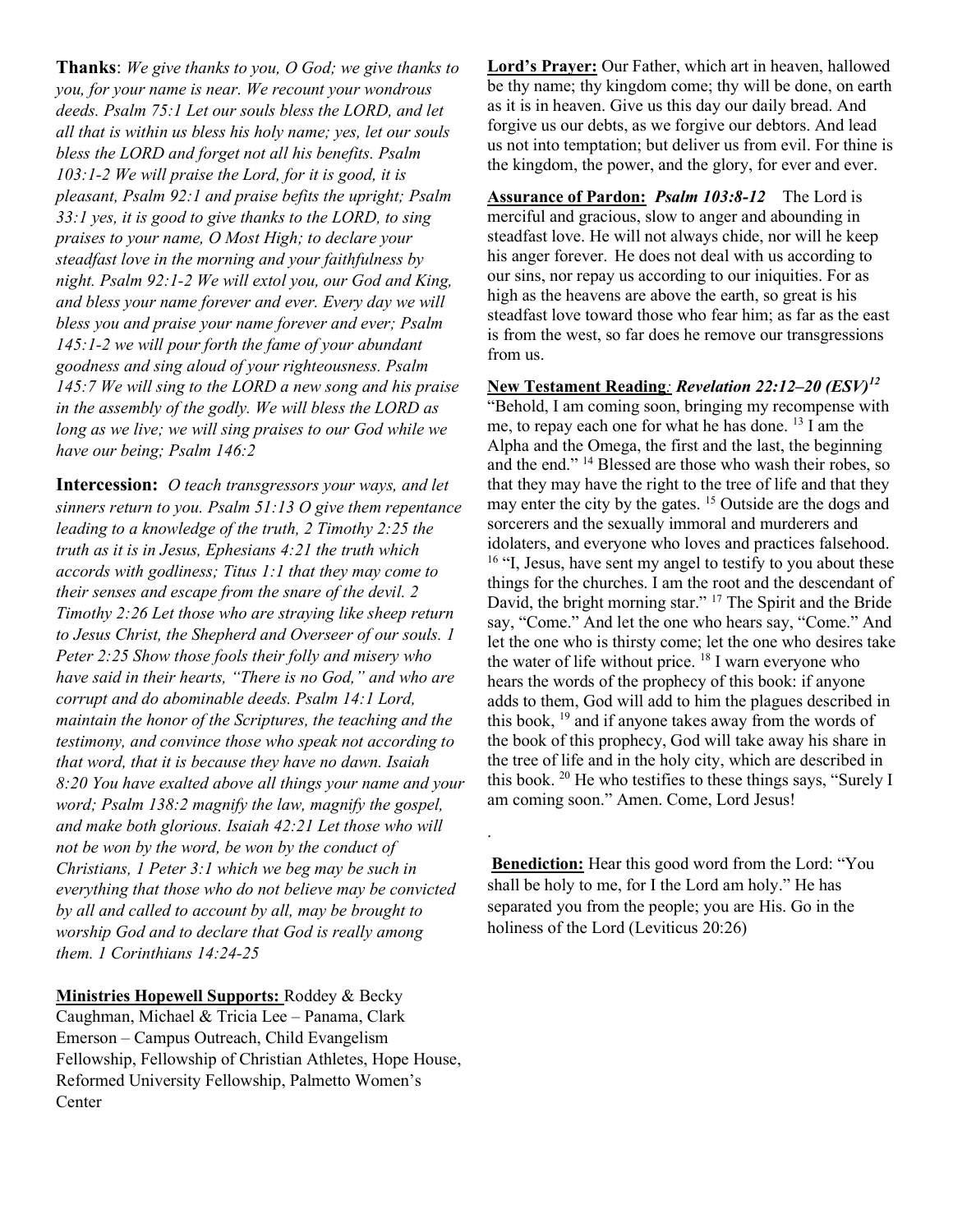**Thanks**: *We give thanks to you, O God; we give thanks to you, for your name is near. We recount your wondrous deeds. Psalm 75:1 Let our souls bless the LORD, and let all that is within us bless his holy name; yes, let our souls bless the LORD and forget not all his benefits. Psalm 103:1-2 We will praise the Lord, for it is good, it is pleasant, Psalm 92:1 and praise befits the upright; Psalm 33:1 yes, it is good to give thanks to the LORD, to sing praises to your name, O Most High; to declare your steadfast love in the morning and your faithfulness by night. Psalm 92:1-2 We will extol you, our God and King, and bless your name forever and ever. Every day we will bless you and praise your name forever and ever; Psalm 145:1-2 we will pour forth the fame of your abundant goodness and sing aloud of your righteousness. Psalm 145:7 We will sing to the LORD a new song and his praise in the assembly of the godly. We will bless the LORD as long as we live; we will sing praises to our God while we have our being; Psalm 146:2*

**Intercession:** *O teach transgressors your ways, and let sinners return to you. Psalm 51:13 O give them repentance leading to a knowledge of the truth, 2 Timothy 2:25 the truth as it is in Jesus, Ephesians 4:21 the truth which accords with godliness; Titus 1:1 that they may come to their senses and escape from the snare of the devil. 2 Timothy 2:26 Let those who are straying like sheep return to Jesus Christ, the Shepherd and Overseer of our souls. 1 Peter 2:25 Show those fools their folly and misery who have said in their hearts, "There is no God," and who are corrupt and do abominable deeds. Psalm 14:1 Lord, maintain the honor of the Scriptures, the teaching and the testimony, and convince those who speak not according to that word, that it is because they have no dawn. Isaiah 8:20 You have exalted above all things your name and your word; Psalm 138:2 magnify the law, magnify the gospel, and make both glorious. Isaiah 42:21 Let those who will not be won by the word, be won by the conduct of Christians, 1 Peter 3:1 which we beg may be such in everything that those who do not believe may be convicted by all and called to account by all, may be brought to worship God and to declare that God is really among them. 1 Corinthians 14:24-25*

**Ministries Hopewell Supports:** Roddey & Becky Caughman, Michael & Tricia Lee – Panama, Clark Emerson – Campus Outreach, Child Evangelism Fellowship, Fellowship of Christian Athletes, Hope House, Reformed University Fellowship, Palmetto Women's Center

**Lord's Prayer:** Our Father, which art in heaven, hallowed be thy name; thy kingdom come; thy will be done, on earth as it is in heaven. Give us this day our daily bread. And forgive us our debts, as we forgive our debtors. And lead us not into temptation; but deliver us from evil. For thine is the kingdom, the power, and the glory, for ever and ever.

**Assurance of Pardon:** ***Psalm 103:8-12*** The Lord is merciful and gracious, slow to anger and abounding in steadfast love. He will not always chide, nor will he keep his anger forever. He does not deal with us according to our sins, nor repay us according to our iniquities. For as high as the heavens are above the earth, so great is his steadfast love toward those who fear him; as far as the east is from the west, so far does he remove our transgressions from us.

**New Testament Reading**: ***Revelation 22:12–20 (ESV)***[12] "Behold, I am coming soon, bringing my recompense with me, to repay each one for what he has done. [13] I am the Alpha and the Omega, the first and the last, the beginning and the end." [14] Blessed are those who wash their robes, so that they may have the right to the tree of life and that they may enter the city by the gates. [15] Outside are the dogs and sorcerers and the sexually immoral and murderers and idolaters, and everyone who loves and practices falsehood. [16] "I, Jesus, have sent my angel to testify to you about these things for the churches. I am the root and the descendant of David, the bright morning star." [17] The Spirit and the Bride say, "Come." And let the one who hears say, "Come." And let the one who is thirsty come; let the one who desires take the water of life without price. [18] I warn everyone who hears the words of the prophecy of this book: if anyone adds to them, God will add to him the plagues described in this book, [19] and if anyone takes away from the words of the book of this prophecy, God will take away his share in the tree of life and in the holy city, which are described in this book. [20] He who testifies to these things says, "Surely I am coming soon." Amen. Come, Lord Jesus!

.

**Benediction:** Hear this good word from the Lord: "You shall be holy to me, for I the Lord am holy." He has separated you from the people; you are His. Go in the holiness of the Lord (Leviticus 20:26)